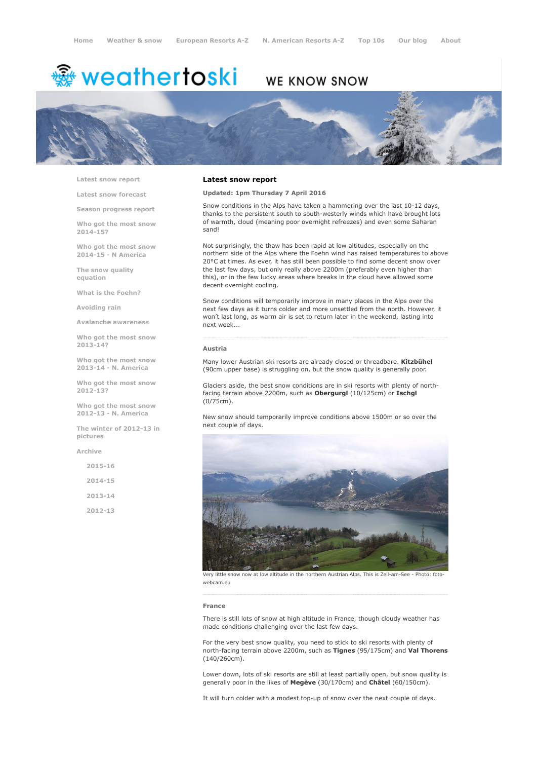Home Weather & snow European Resorts A-Z N. American Resorts A-Z Top 10s Our blog About

weathertoski WE KNOW SNOW

- Latest snow report
- Latest snow forecast
- Season progress report
- Who got the most snow 2014-15?
- Who got the most snow 2014-15 - N America
- The snow quality equation
- What is the Foehn?
- Avoiding rain
- Avalanche awareness
- Who got the most snow 2013-14?
- Who got the most snow 2013-14 - N. America
- Who got the most snow 2012-13?
- Who got the most snow 2012-13 - N. America
- The winter of 2012-13 in pictures
- Archive
  - 2015-16
  - 2014-15
  - 2013-14
  - 2012-13

## Latest snow report

**Updated: 1pm Thursday 7 April 2016**

Snow conditions in the Alps have taken a hammering over the last 10-12 days, thanks to the persistent south to south-westerly winds which have brought lots of warmth, cloud (meaning poor overnight refreezes) and even some Saharan sand!

Not surprisingly, the thaw has been rapid at low altitudes, especially on the northern side of the Alps where the Foehn wind has raised temperatures to above 20°C at times. As ever, it has still been possible to find some decent snow over the last few days, but only really above 2200m (preferably even higher than this), or in the few lucky areas where breaks in the cloud have allowed some decent overnight cooling.

Snow conditions will temporarily improve in many places in the Alps over the next few days as it turns colder and more unsettled from the north. However, it won't last long, as warm air is set to return later in the weekend, lasting into next week...

### Austria

Many lower Austrian ski resorts are already closed or threadbare. **Kitzbühel** (90cm upper base) is struggling on, but the snow quality is generally poor.

Glaciers aside, the best snow conditions are in ski resorts with plenty of north-facing terrain above 2200m, such as **Obergurgl** (10/125cm) or **Ischgl** (0/75cm).

New snow should temporarily improve conditions above 1500m or so over the next couple of days.

Very little snow now at low altitude in the northern Austrian Alps. This is Zell-am-See - Photo: foto-webcam.eu

### France

There is still lots of snow at high altitude in France, though cloudy weather has made conditions challenging over the last few days.

For the very best snow quality, you need to stick to ski resorts with plenty of north-facing terrain above 2200m, such as **Tignes** (95/175cm) and **Val Thorens** (140/260cm).

Lower down, lots of ski resorts are still at least partially open, but snow quality is generally poor in the likes of **Megève** (30/170cm) and **Châtel** (60/150cm).

It will turn colder with a modest top-up of snow over the next couple of days.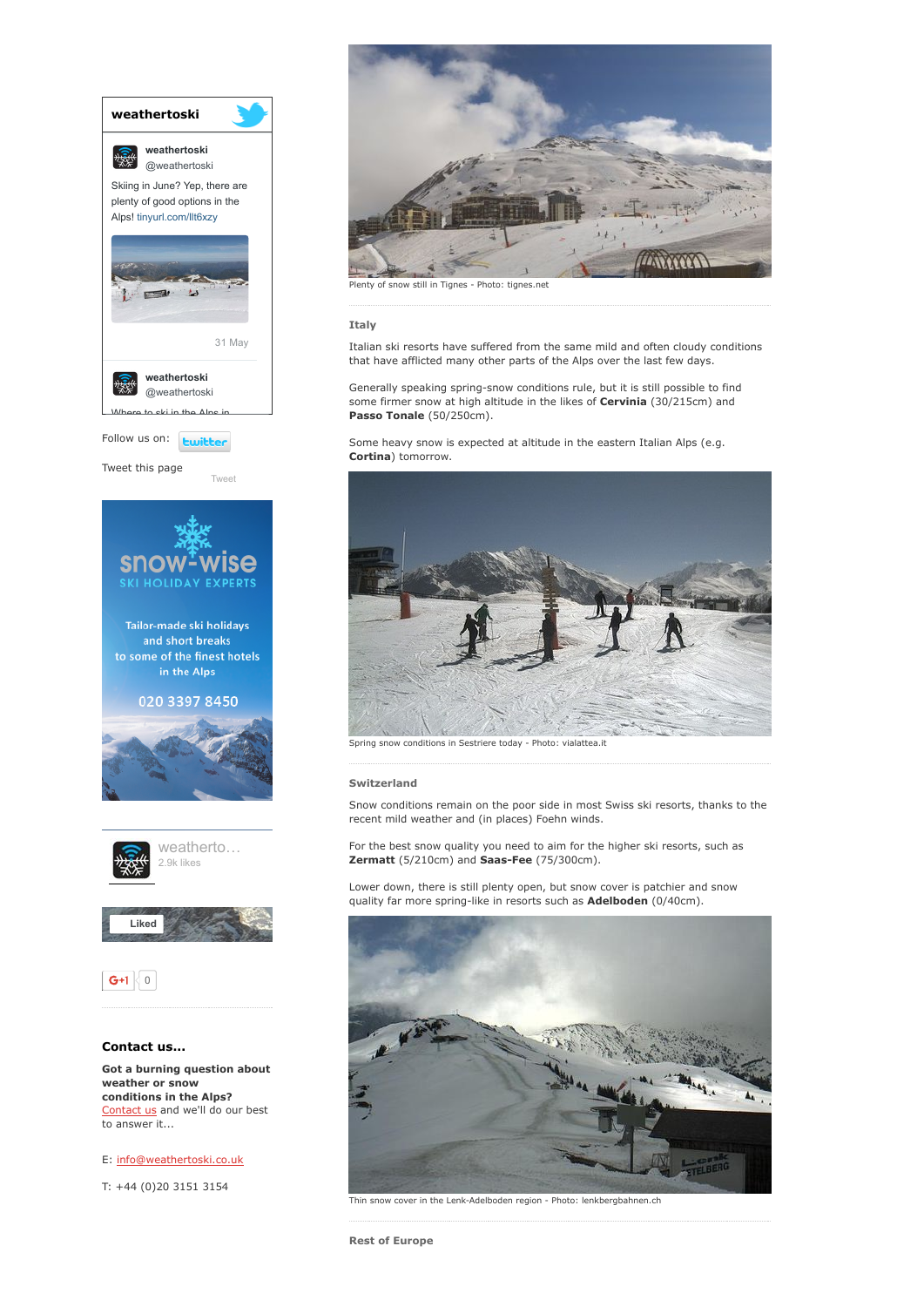Plenty of snow still in Tignes - Photo: tignes.net

**Italy**

Italian ski resorts have suffered from the same mild and often cloudy conditions that have afflicted many other parts of the Alps over the last few days.

Generally speaking spring-snow conditions rule, but it is still possible to find some firmer snow at high altitude in the likes of **Cervinia** (30/215cm) and **Passo Tonale** (50/250cm).

Some heavy snow is expected at altitude in the eastern Italian Alps (e.g. **Cortina**) tomorrow.

Spring snow conditions in Sestriere today - Photo: vialattea.it

**Switzerland**

Snow conditions remain on the poor side in most Swiss ski resorts, thanks to the recent mild weather and (in places) Foehn winds.

For the best snow quality you need to aim for the higher ski resorts, such as **Zermatt** (5/210cm) and **Saas-Fee** (75/300cm).

Lower down, there is still plenty open, but snow cover is patchier and snow quality far more spring-like in resorts such as **Adelboden** (0/40cm).

Thin snow cover in the Lenk-Adelboden region - Photo: lenkbergbahnen.ch

**Rest of Europe**

---

**weathertoski**

weathertoski @weathertoski

Skiing in June? Yep, there are plenty of good options in the Alps! tinyurl.com/llt6xzy

31 May

weathertoski @weathertoski

Follow us on:

Tweet this page

snow-wise SKI HOLIDAY EXPERTS

Tailor-made ski holidays and short breaks to some of the finest hotels in the Alps

020 3397 8450

weatherto... 2.9k likes

Liked

**Contact us...**

**Got a burning question about weather or snow conditions in the Alps?** Contact us and we'll do our best to answer it...

E: info@weathertoski.co.uk

T: +44 (0)20 3151 3154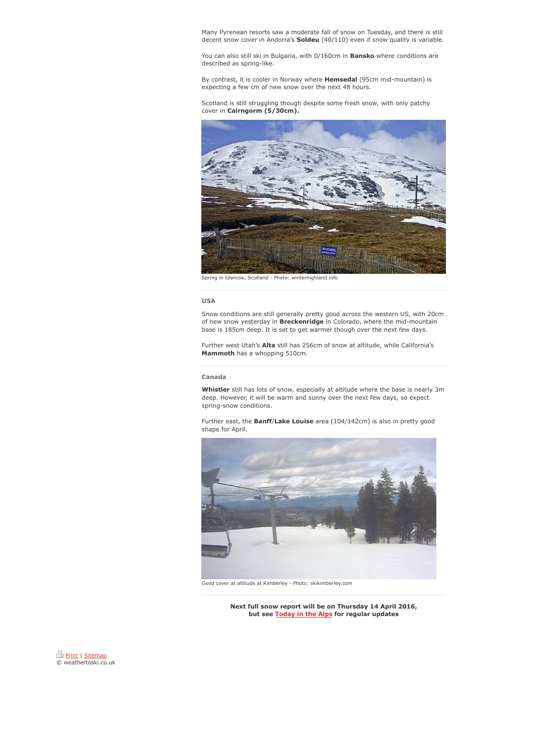Many Pyrenean resorts saw a moderate fall of snow on Tuesday, and there is still decent snow cover in Andorra's **Soldeu** (40/110) even if snow quality is variable.

You can also still ski in Bulgaria, with 0/160cm in **Bansko** where conditions are described as spring-like.

By contrast, it is cooler in Norway where **Hemsedal** (95cm mid-mountain) is expecting a few cm of new snow over the next 48 hours.

Scotland is still struggling though despite some fresh snow, with only patchy cover in **Cairngorm (5/30cm).**

Spring in Glencoe, Scotland - Photo: winterhighland.info

### USA

Snow conditions are still generally pretty good across the western US, with 20cm of new snow yesterday in **Breckenridge** in Colorado, where the mid-mountain base is 185cm deep. It is set to get warmer though over the next few days.

Further west Utah's **Alta** still has 256cm of snow at altitude, while California's **Mammoth** has a whopping 510cm.

### Canada

**Whistler** still has lots of snow, especially at altitude where the base is nearly 3m deep. However, it will be warm and sunny over the next few days, so expect spring-snow conditions.

Further east, the **Banff**/**Lake Louise** area (104/142cm) is also in pretty good shape for April.

Good cover at altitude at Kimberley - Photo: skikimberley.com

**Next full snow report will be on Thursday 14 April 2016, but see Today in the Alps for regular updates**

Print | Sitemap
© weathertoski.co.uk